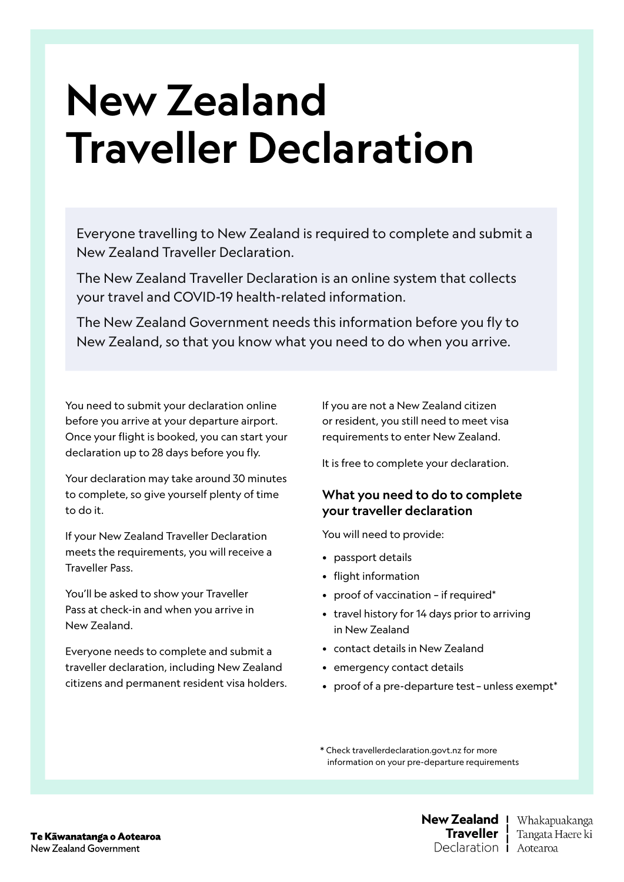# New Zealand Traveller Declaration

Everyone travelling to New Zealand is required to complete and submit a New Zealand Traveller Declaration.

The New Zealand Traveller Declaration is an online system that collects your travel and COVID-19 health-related information.

The New Zealand Government needs this information before you fly to New Zealand, so that you know what you need to do when you arrive.

You need to submit your declaration online before you arrive at your departure airport. Once your flight is booked, you can start your declaration up to 28 days before you fly.

Your declaration may take around 30 minutes to complete, so give yourself plenty of time to do it.

If your New Zealand Traveller Declaration meets the requirements, you will receive a Traveller Pass.

You'll be asked to show your Traveller Pass at check-in and when you arrive in New Zealand.

Everyone needs to complete and submit a traveller declaration, including New Zealand citizens and permanent resident visa holders.

If you are not a New Zealand citizen or resident, you still need to meet visa requirements to enter New Zealand.

It is free to complete your declaration.

## What you need to do to complete your traveller declaration

You will need to provide:

- passport details
- flight information
- proof of vaccination – if required*
- travel history for 14 days prior to arriving in New Zealand
- contact details in New Zealand
- emergency contact details
- proof of a pre-departure test – unless exempt*

\* Check travellerdeclaration.govt.nz for more information on your pre-departure requirements

**Te Kāwanatanga o Aotearoa**
New Zealand Government

**New Zealand Traveller** Declaration | Whakapuakanga Tangata Haere ki Aotearoa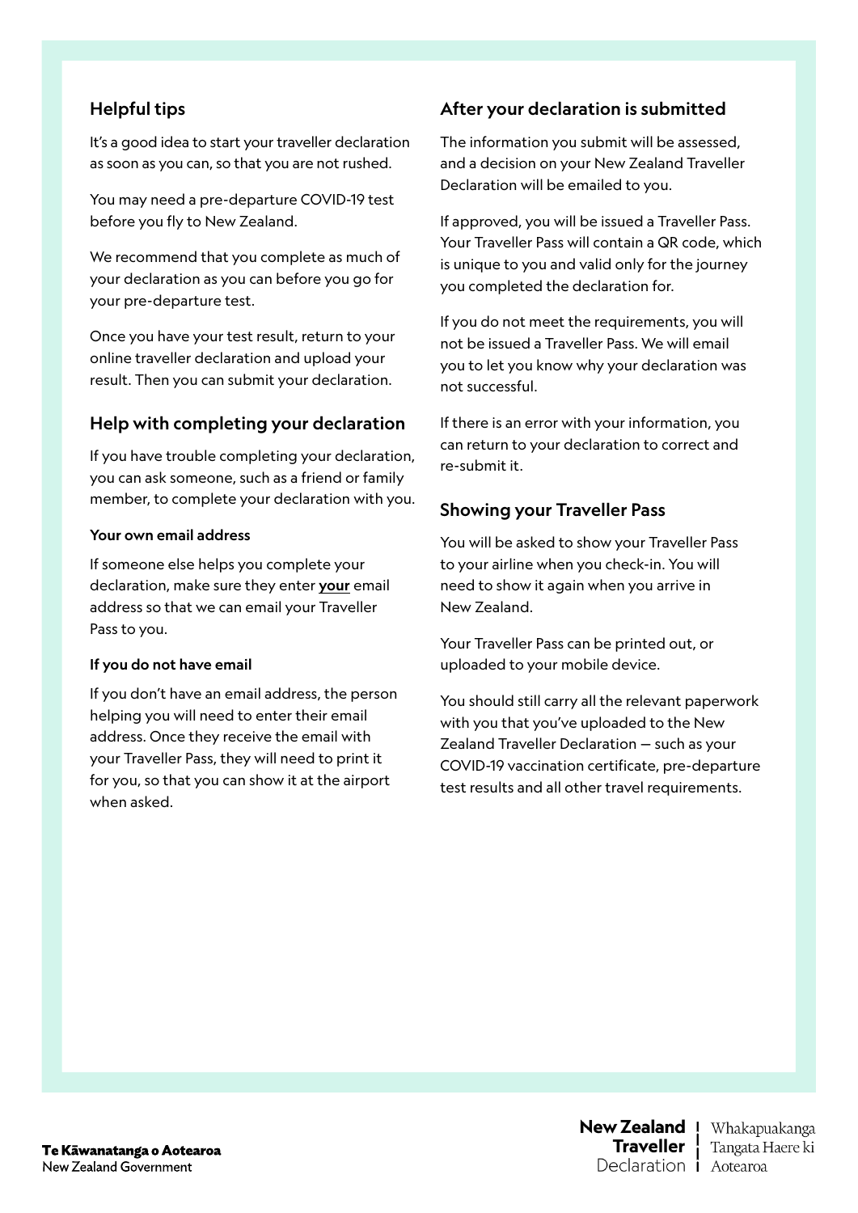## Helpful tips

It's a good idea to start your traveller declaration as soon as you can, so that you are not rushed.

You may need a pre-departure COVID-19 test before you fly to New Zealand.

We recommend that you complete as much of your declaration as you can before you go for your pre-departure test.

Once you have your test result, return to your online traveller declaration and upload your result. Then you can submit your declaration.

## Help with completing your declaration

If you have trouble completing your declaration, you can ask someone, such as a friend or family member, to complete your declaration with you.

### Your own email address

If someone else helps you complete your declaration, make sure they enter **your** email address so that we can email your Traveller Pass to you.

### If you do not have email

If you don't have an email address, the person helping you will need to enter their email address. Once they receive the email with your Traveller Pass, they will need to print it for you, so that you can show it at the airport when asked.

## After your declaration is submitted

The information you submit will be assessed, and a decision on your New Zealand Traveller Declaration will be emailed to you.

If approved, you will be issued a Traveller Pass. Your Traveller Pass will contain a QR code, which is unique to you and valid only for the journey you completed the declaration for.

If you do not meet the requirements, you will not be issued a Traveller Pass. We will email you to let you know why your declaration was not successful.

If there is an error with your information, you can return to your declaration to correct and re-submit it.

## Showing your Traveller Pass

You will be asked to show your Traveller Pass to your airline when you check-in. You will need to show it again when you arrive in New Zealand.

Your Traveller Pass can be printed out, or uploaded to your mobile device.

You should still carry all the relevant paperwork with you that you've uploaded to the New Zealand Traveller Declaration — such as your COVID-19 vaccination certificate, pre-departure test results and all other travel requirements.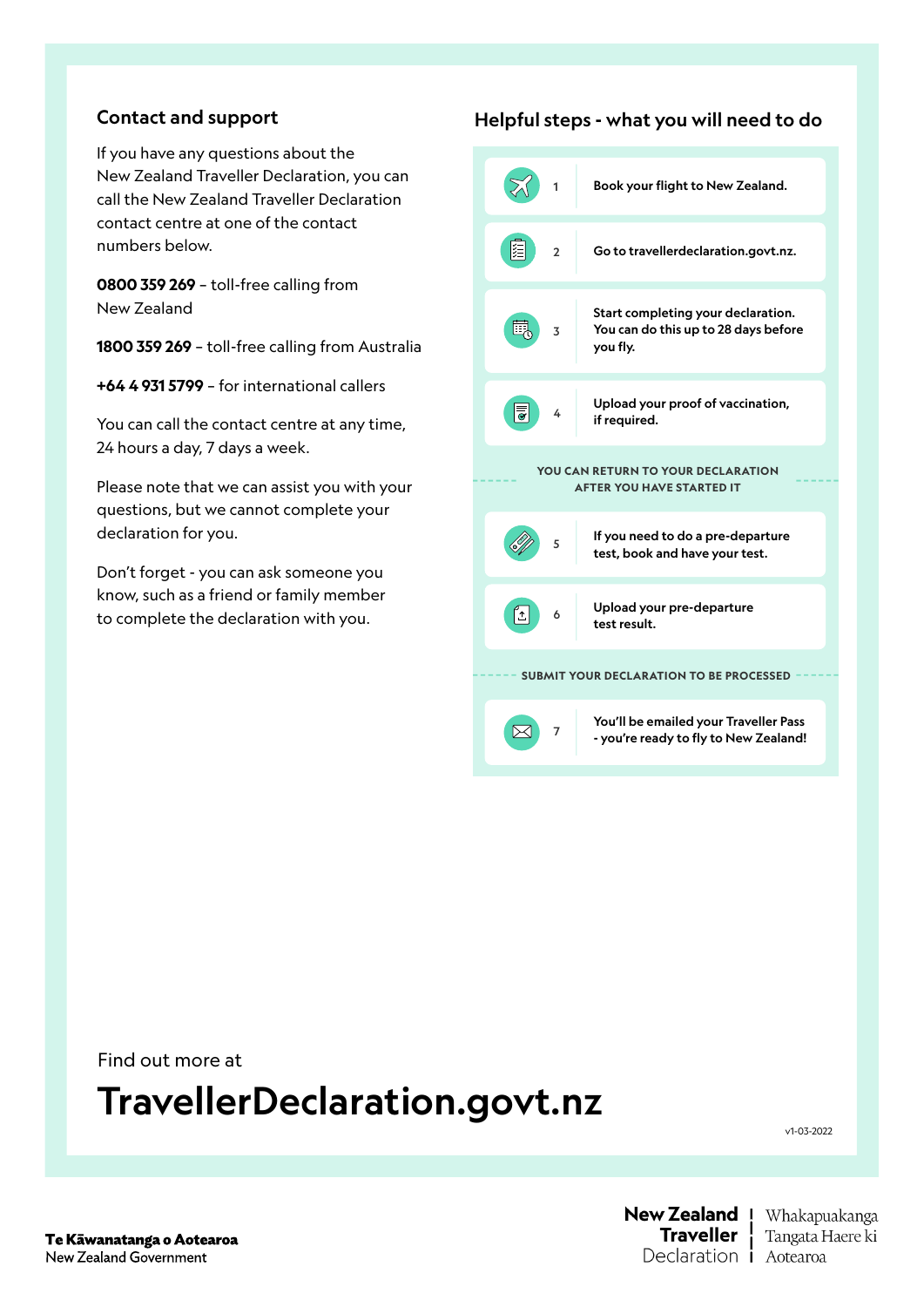## Contact and support

If you have any questions about the New Zealand Traveller Declaration, you can call the New Zealand Traveller Declaration contact centre at one of the contact numbers below.

**0800 359 269** – toll-free calling from New Zealand

**1800 359 269** – toll-free calling from Australia

**+64 4 931 5799** – for international callers

You can call the contact centre at any time, 24 hours a day, 7 days a week.

Please note that we can assist you with your questions, but we cannot complete your declaration for you.

Don't forget - you can ask someone you know, such as a friend or family member to complete the declaration with you.

## Helpful steps - what you will need to do

1. **Book your flight to New Zealand.**
2. **Go to travellerdeclaration.govt.nz.**
3. **Start completing your declaration. You can do this up to 28 days before you fly.**
4. **Upload your proof of vaccination, if required.**

**YOU CAN RETURN TO YOUR DECLARATION AFTER YOU HAVE STARTED IT**

5. **If you need to do a pre-departure test, book and have your test.**
6. **Upload your pre-departure test result.**

**SUBMIT YOUR DECLARATION TO BE PROCESSED**

7. **You'll be emailed your Traveller Pass - you're ready to fly to New Zealand!**

Find out more at

# TravellerDeclaration.govt.nz

v1-03-2022

**Te Kāwanatanga o Aotearoa**
New Zealand Government

**New Zealand Traveller** Declaration | Whakapuakanga Tangata Haere ki Aotearoa